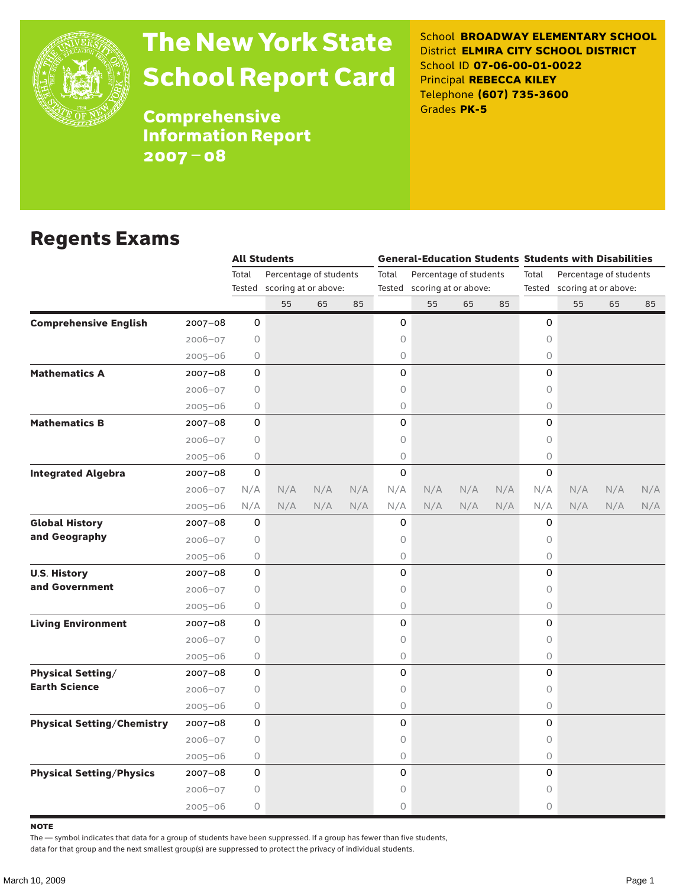# The New York State School Report Card

**Comprehensive Information Report 2007–08**

School **BROADWAY ELEMENTARY SCHOOL**
District **ELMIRA CITY SCHOOL DISTRICT**
School ID **07-06-00-01-0022**
Principal **REBECCA KILEY**
Telephone **(607) 735-3600**
Grades **PK-5**

## Regents Exams

| | | All Students | | | | General-Education Students | | | | Students with Disabilities | | | |
|---|---|---|---|---|---|---|---|---|---|---|---|---|---|
| | | Total Tested | Percentage of students scoring at or above: | | | Total Tested | Percentage of students scoring at or above: | | | Total Tested | Percentage of students scoring at or above: | | |
| | | | 55 | 65 | 85 | | 55 | 65 | 85 | | 55 | 65 | 85 |
| **Comprehensive English** | 2007–08 | 0 | | | | 0 | | | | 0 | | | |
| | 2006–07 | 0 | | | | 0 | | | | 0 | | | |
| | 2005–06 | 0 | | | | 0 | | | | 0 | | | |
| **Mathematics A** | 2007–08 | 0 | | | | 0 | | | | 0 | | | |
| | 2006–07 | 0 | | | | 0 | | | | 0 | | | |
| | 2005–06 | 0 | | | | 0 | | | | 0 | | | |
| **Mathematics B** | 2007–08 | 0 | | | | 0 | | | | 0 | | | |
| | 2006–07 | 0 | | | | 0 | | | | 0 | | | |
| | 2005–06 | 0 | | | | 0 | | | | 0 | | | |
| **Integrated Algebra** | 2007–08 | 0 | | | | 0 | | | | 0 | | | |
| | 2006–07 | N/A | N/A | N/A | N/A | N/A | N/A | N/A | N/A | N/A | N/A | N/A | N/A |
| | 2005–06 | N/A | N/A | N/A | N/A | N/A | N/A | N/A | N/A | N/A | N/A | N/A | N/A |
| **Global History and Geography** | 2007–08 | 0 | | | | 0 | | | | 0 | | | |
| | 2006–07 | 0 | | | | 0 | | | | 0 | | | |
| | 2005–06 | 0 | | | | 0 | | | | 0 | | | |
| **U.S. History and Government** | 2007–08 | 0 | | | | 0 | | | | 0 | | | |
| | 2006–07 | 0 | | | | 0 | | | | 0 | | | |
| | 2005–06 | 0 | | | | 0 | | | | 0 | | | |
| **Living Environment** | 2007–08 | 0 | | | | 0 | | | | 0 | | | |
| | 2006–07 | 0 | | | | 0 | | | | 0 | | | |
| | 2005–06 | 0 | | | | 0 | | | | 0 | | | |
| **Physical Setting/ Earth Science** | 2007–08 | 0 | | | | 0 | | | | 0 | | | |
| | 2006–07 | 0 | | | | 0 | | | | 0 | | | |
| | 2005–06 | 0 | | | | 0 | | | | 0 | | | |
| **Physical Setting/Chemistry** | 2007–08 | 0 | | | | 0 | | | | 0 | | | |
| | 2006–07 | 0 | | | | 0 | | | | 0 | | | |
| | 2005–06 | 0 | | | | 0 | | | | 0 | | | |
| **Physical Setting/Physics** | 2007–08 | 0 | | | | 0 | | | | 0 | | | |
| | 2006–07 | 0 | | | | 0 | | | | 0 | | | |
| | 2005–06 | 0 | | | | 0 | | | | 0 | | | |

**NOTE**

The — symbol indicates that data for a group of students have been suppressed. If a group has fewer than five students, data for that group and the next smallest group(s) are suppressed to protect the privacy of individual students.

March 10, 2009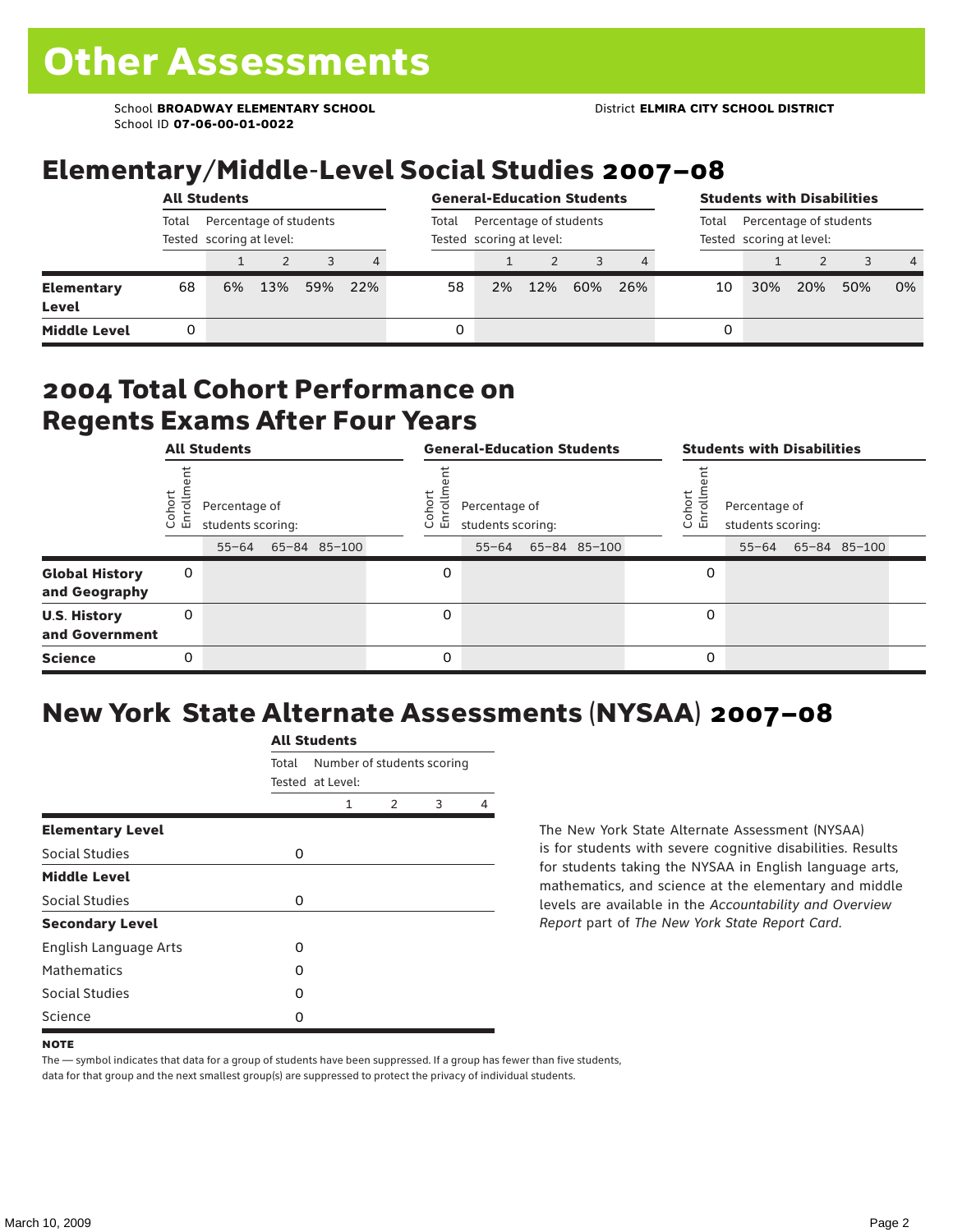# Other Assessments

School **BROADWAY ELEMENTARY SCHOOL** District **ELMIRA CITY SCHOOL DISTRICT**
School ID **07-06-00-01-0022**

## Elementary/Middle-Level Social Studies 2007–08

| | All Students | | | | | General-Education Students | | | | | Students with Disabilities | | | | |
|---|---|---|---|---|---|---|---|---|---|---|---|---|---|---|---|
| | Total Tested | Percentage of students scoring at level: | | | | Total Tested | Percentage of students scoring at level: | | | | Total Tested | Percentage of students scoring at level: | | | |
| | | 1 | 2 | 3 | 4 | | 1 | 2 | 3 | 4 | | 1 | 2 | 3 | 4 |
| **Elementary Level** | 68 | 6% | 13% | 59% | 22% | 58 | 2% | 12% | 60% | 26% | 10 | 30% | 20% | 50% | 0% |
| **Middle Level** | 0 | | | | | 0 | | | | | 0 | | | | |

## 2004 Total Cohort Performance on Regents Exams After Four Years

| | All Students | | | | General-Education Students | | | | Students with Disabilities | | | |
|---|---|---|---|---|---|---|---|---|---|---|---|---|
| | Cohort Enrollment | Percentage of students scoring: | | | Cohort Enrollment | Percentage of students scoring: | | | Cohort Enrollment | Percentage of students scoring: | | |
| | | 55–64 | 65–84 | 85–100 | | 55–64 | 65–84 | 85–100 | | 55–64 | 65–84 | 85–100 |
| **Global History and Geography** | 0 | | | | 0 | | | | 0 | | | |
| **U.S. History and Government** | 0 | | | | 0 | | | | 0 | | | |
| **Science** | 0 | | | | 0 | | | | 0 | | | |

## New York State Alternate Assessments (NYSAA) 2007–08

| | All Students | | | | |
|---|---|---|---|---|---|
| | Total Tested | Number of students scoring at Level: | | | |
| | | 1 | 2 | 3 | 4 |
| **Elementary Level** | | | | | |
| Social Studies | 0 | | | | |
| **Middle Level** | | | | | |
| Social Studies | 0 | | | | |
| **Secondary Level** | | | | | |
| English Language Arts | 0 | | | | |
| Mathematics | 0 | | | | |
| Social Studies | 0 | | | | |
| Science | 0 | | | | |

The New York State Alternate Assessment (NYSAA) is for students with severe cognitive disabilities. Results for students taking the NYSAA in English language arts, mathematics, and science at the elementary and middle levels are available in the *Accountability and Overview Report* part of *The New York State Report Card*.

**NOTE**

The — symbol indicates that data for a group of students have been suppressed. If a group has fewer than five students, data for that group and the next smallest group(s) are suppressed to protect the privacy of individual students.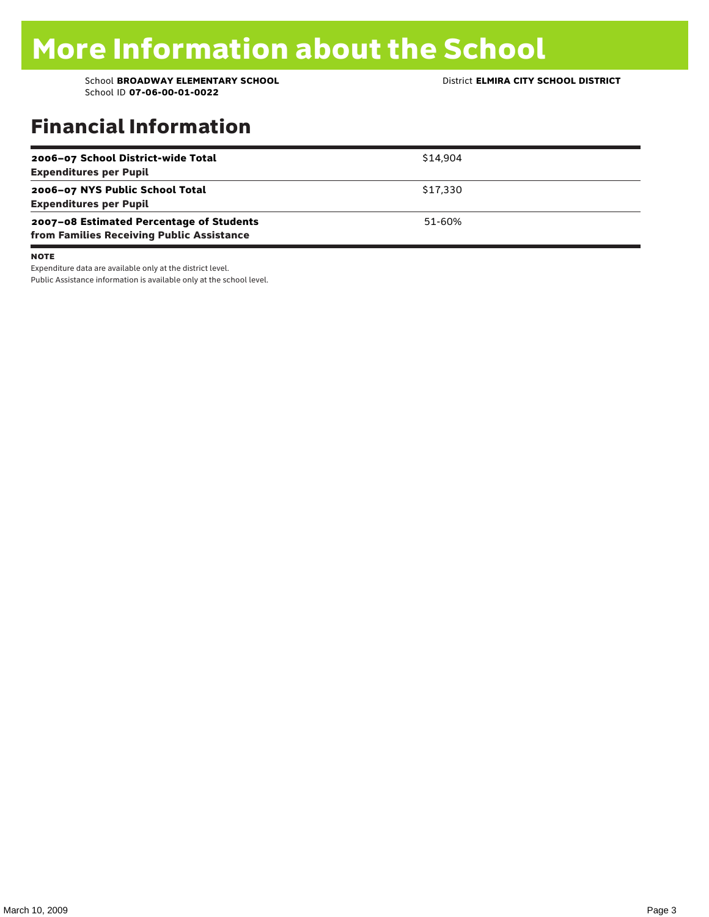# More Information about the School

School **BROADWAY ELEMENTARY SCHOOL**
School ID **07-06-00-01-0022**

District **ELMIRA CITY SCHOOL DISTRICT**

## Financial Information

| | |
|---|---|
| **2006–07 School District-wide Total Expenditures per Pupil** | $14,904 |
| **2006–07 NYS Public School Total Expenditures per Pupil** | $17,330 |
| **2007–08 Estimated Percentage of Students from Families Receiving Public Assistance** | 51-60% |

**NOTE**

Expenditure data are available only at the district level.

Public Assistance information is available only at the school level.

March 10, 2009